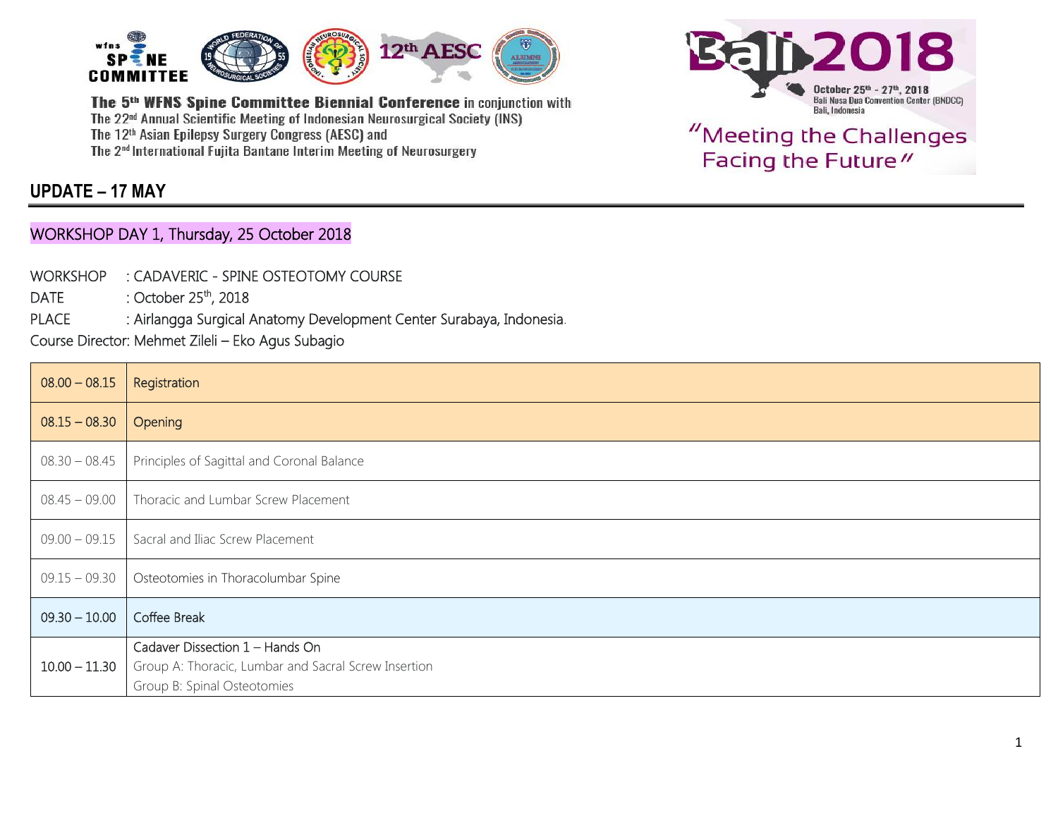The 5th WFNS Spine Committee Biennial Conference in conjunction with
The 22nd Annual Scientific Meeting of Indonesian Neurosurgical Society (INS)
The 12th Asian Epilepsy Surgery Congress (AESC) and
The 2nd International Fujita Bantane Interim Meeting of Neurosurgery

Bali 2018
October 25th - 27th, 2018
Bali Nusa Dua Convention Center (BNDCC)
Bali, Indonesia

"Meeting the Challenges Facing the Future"

## UPDATE – 17 MAY

### WORKSHOP DAY 1, Thursday, 25 October 2018

WORKSHOP : CADAVERIC - SPINE OSTEOTOMY COURSE
DATE : October 25th, 2018
PLACE : Airlangga Surgical Anatomy Development Center Surabaya, Indonesia.
Course Director: Mehmet Zileli – Eko Agus Subagio

| Time | Session |
|---|---|
| 08.00 – 08.15 | Registration |
| 08.15 – 08.30 | Opening |
| 08.30 – 08.45 | Principles of Sagittal and Coronal Balance |
| 08.45 – 09.00 | Thoracic and Lumbar Screw Placement |
| 09.00 – 09.15 | Sacral and Iliac Screw Placement |
| 09.15 – 09.30 | Osteotomies in Thoracolumbar Spine |
| 09.30 – 10.00 | Coffee Break |
| 10.00 – 11.30 | Cadaver Dissection 1 – Hands On<br>Group A: Thoracic, Lumbar and Sacral Screw Insertion<br>Group B: Spinal Osteotomies |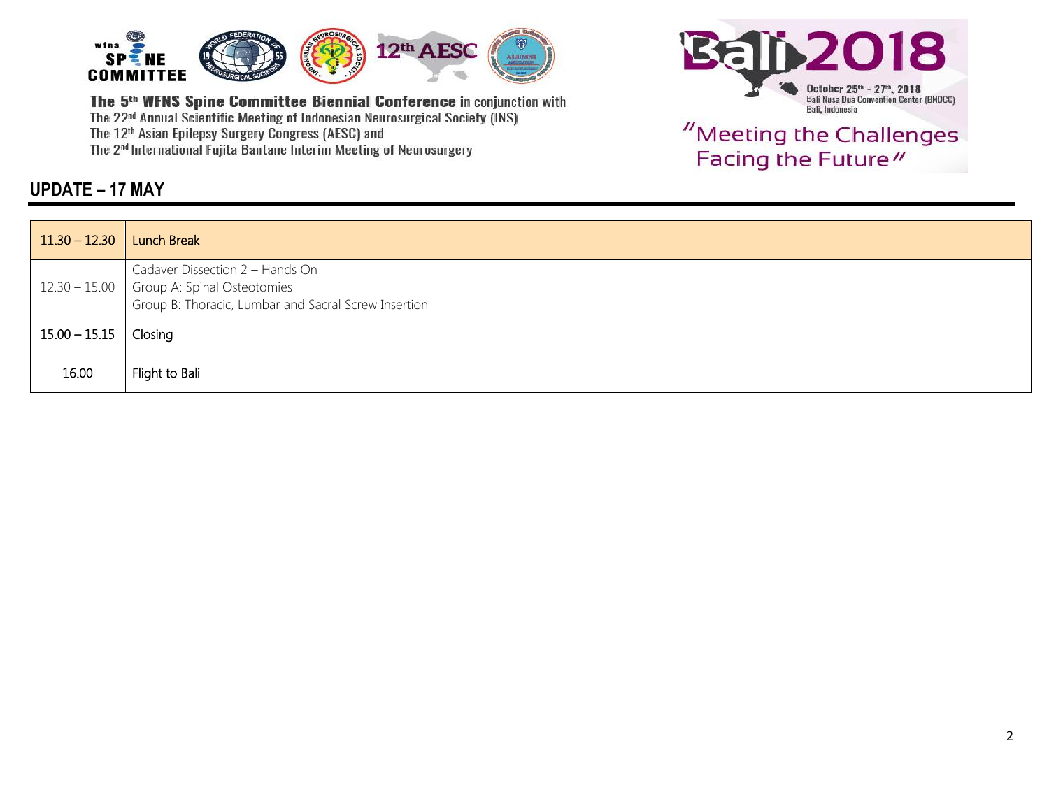The 5th WFNS Spine Committee Biennial Conference in conjunction with
The 22nd Annual Scientific Meeting of Indonesian Neurosurgical Society (INS)
The 12th Asian Epilepsy Surgery Congress (AESC) and
The 2nd International Fujita Bantane Interim Meeting of Neurosurgery

Bali 2018
October 25th - 27th, 2018
Bali Nusa Dua Convention Center (BNDCC)
Bali, Indonesia

"Meeting the Challenges Facing the Future"

## UPDATE – 17 MAY

| | |
|---|---|
| 11.30 – 12.30 | Lunch Break |
| 12.30 – 15.00 | Cadaver Dissection 2 – Hands On<br>Group A: Spinal Osteotomies<br>Group B: Thoracic, Lumbar and Sacral Screw Insertion |
| 15.00 – 15.15 | Closing |
| 16.00 | Flight to Bali |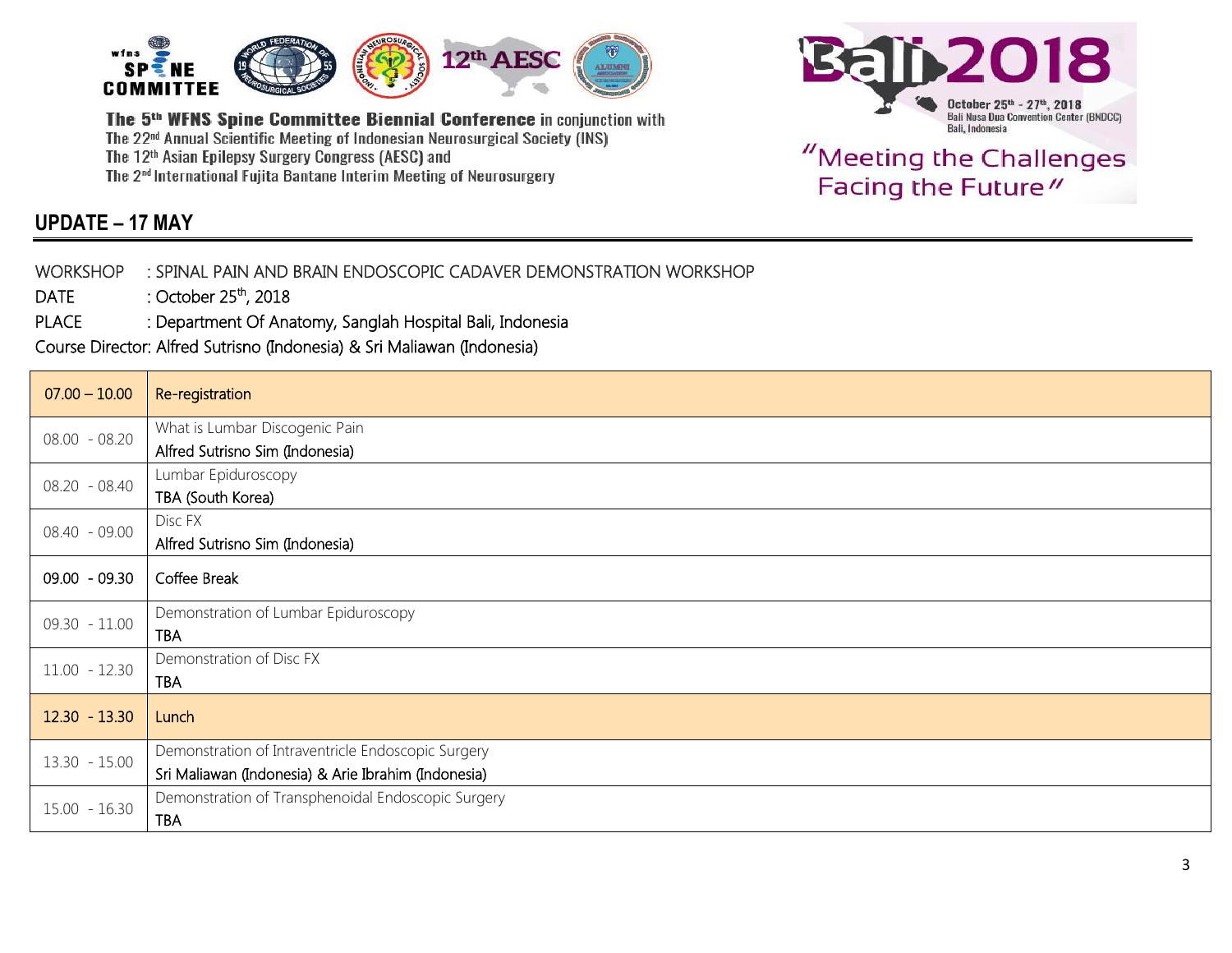The 5th WFNS Spine Committee Biennial Conference in conjunction with
The 22nd Annual Scientific Meeting of Indonesian Neurosurgical Society (INS)
The 12th Asian Epilepsy Surgery Congress (AESC) and
The 2nd International Fujita Bantane Interim Meeting of Neurosurgery

Bali 2018
October 25th - 27th, 2018
Bali Nusa Dua Convention Center (BNDCC)
Bali, Indonesia

"Meeting the Challenges Facing the Future"

## UPDATE – 17 MAY

WORKSHOP : SPINAL PAIN AND BRAIN ENDOSCOPIC CADAVER DEMONSTRATION WORKSHOP
DATE : October 25th, 2018
PLACE : Department Of Anatomy, Sanglah Hospital Bali, Indonesia
Course Director: Alfred Sutrisno (Indonesia) & Sri Maliawan (Indonesia)

| 07.00 – 10.00 | Re-registration |
|---|---|
| 08.00 - 08.20 | What is Lumbar Discogenic Pain<br>Alfred Sutrisno Sim (Indonesia) |
| 08.20 - 08.40 | Lumbar Epiduroscopy<br>TBA (South Korea) |
| 08.40 - 09.00 | Disc FX<br>Alfred Sutrisno Sim (Indonesia) |
| 09.00 - 09.30 | Coffee Break |
| 09.30 - 11.00 | Demonstration of Lumbar Epiduroscopy<br>TBA |
| 11.00 - 12.30 | Demonstration of Disc FX<br>TBA |
| 12.30 - 13.30 | Lunch |
| 13.30 - 15.00 | Demonstration of Intraventricle Endoscopic Surgery<br>Sri Maliawan (Indonesia) & Arie Ibrahim (Indonesia) |
| 15.00 - 16.30 | Demonstration of Transphenoidal Endoscopic Surgery<br>TBA |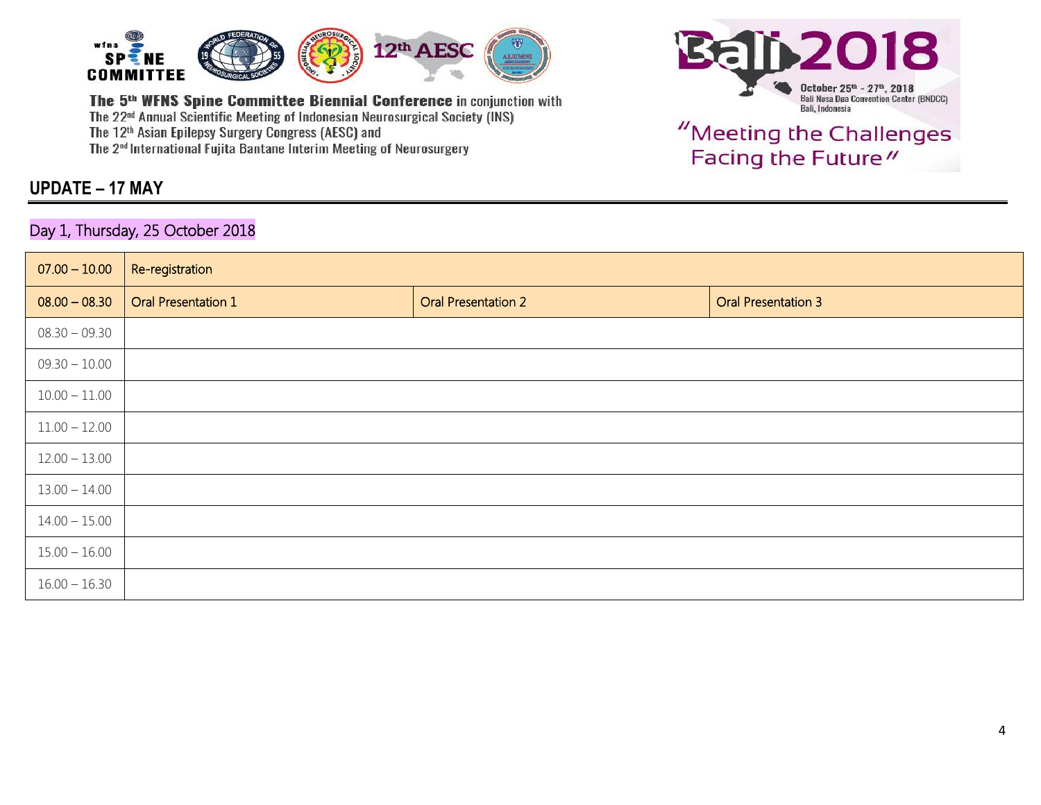The 5[th] WFNS Spine Committee Biennial Conference in conjunction with
The 22[nd] Annual Scientific Meeting of Indonesian Neurosurgical Society (INS)
The 12[th] Asian Epilepsy Surgery Congress (AESC) and
The 2[nd] International Fujita Bantane Interim Meeting of Neurosurgery

Bali 2018
October 25[th] - 27[th], 2018
Bali Nusa Dua Convention Center (BNDCC)
Bali, Indonesia

"Meeting the Challenges Facing the Future"

## UPDATE – 17 MAY

### Day 1, Thursday, 25 October 2018

| | | | |
|---|---|---|---|
| 07.00 – 10.00 | Re-registration | | |
| 08.00 – 08.30 | Oral Presentation 1 | Oral Presentation 2 | Oral Presentation 3 |
| 08.30 – 09.30 | | | |
| 09.30 – 10.00 | | | |
| 10.00 – 11.00 | | | |
| 11.00 – 12.00 | | | |
| 12.00 – 13.00 | | | |
| 13.00 – 14.00 | | | |
| 14.00 – 15.00 | | | |
| 15.00 – 16.00 | | | |
| 16.00 – 16.30 | | | |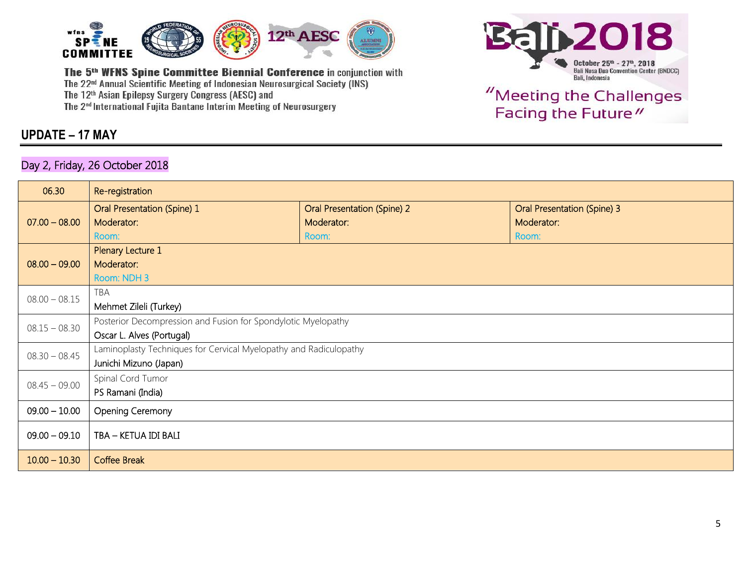The 5th WFNS Spine Committee Biennial Conference in conjunction with
The 22nd Annual Scientific Meeting of Indonesian Neurosurgical Society (INS)
The 12th Asian Epilepsy Surgery Congress (AESC) and
The 2nd International Fujita Bantane Interim Meeting of Neurosurgery

Bali 2018
October 25th - 27th, 2018
Bali Nusa Dua Convention Center (BNDCC)
Bali, Indonesia

"Meeting the Challenges Facing the Future"

## UPDATE – 17 MAY

### Day 2, Friday, 26 October 2018

| Time | | | |
|---|---|---|---|
| 06.30 | Re-registration | | |
| 07.00 – 08.00 | Oral Presentation (Spine) 1<br>Moderator:<br>Room: | Oral Presentation (Spine) 2<br>Moderator:<br>Room: | Oral Presentation (Spine) 3<br>Moderator:<br>Room: |
| 08.00 – 09.00 | Plenary Lecture 1<br>Moderator:<br>Room: NDH 3 | | |
| 08.00 – 08.15 | TBA<br>Mehmet Zileli (Turkey) | | |
| 08.15 – 08.30 | Posterior Decompression and Fusion for Spondylotic Myelopathy<br>Oscar L. Alves (Portugal) | | |
| 08.30 – 08.45 | Laminoplasty Techniques for Cervical Myelopathy and Radiculopathy<br>Junichi Mizuno (Japan) | | |
| 08.45 – 09.00 | Spinal Cord Tumor<br>PS Ramani (India) | | |
| 09.00 – 10.00 | Opening Ceremony | | |
| 09.00 – 09.10 | TBA – KETUA IDI BALI | | |
| 10.00 – 10.30 | Coffee Break | | |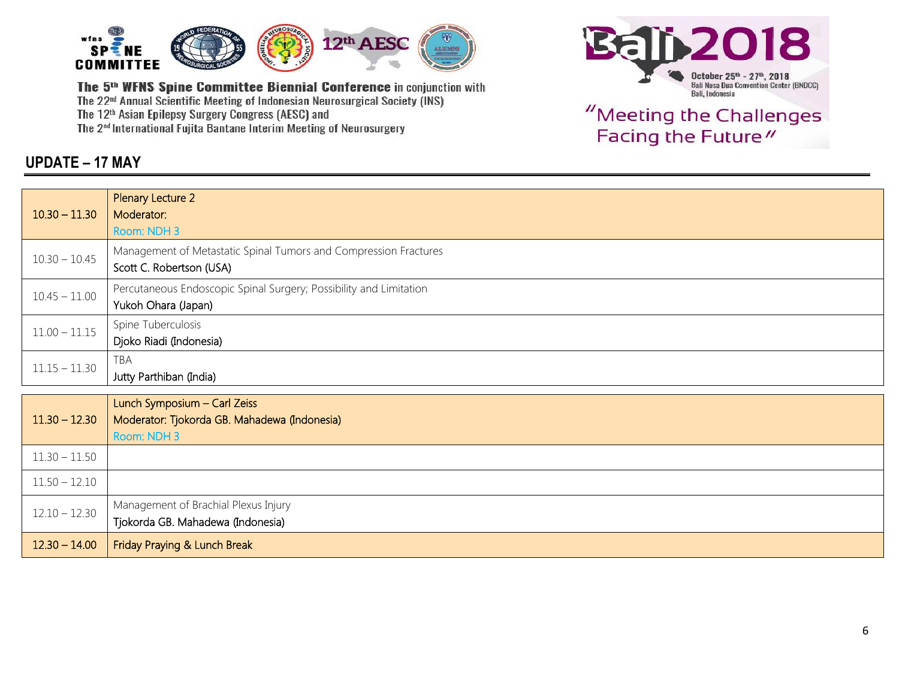The 5th WFNS Spine Committee Biennial Conference in conjunction with
The 22nd Annual Scientific Meeting of Indonesian Neurosurgical Society (INS)
The 12th Asian Epilepsy Surgery Congress (AESC) and
The 2nd International Fujita Bantane Interim Meeting of Neurosurgery

Bali 2018
October 25th - 27th, 2018
Bali Nusa Dua Convention Center (BNDCC)
Bali, Indonesia

"Meeting the Challenges Facing the Future"

## UPDATE – 17 MAY

| 10.30 – 11.30 | Plenary Lecture 2<br>Moderator:<br>Room: NDH 3 |
|---|---|
| 10.30 – 10.45 | Management of Metastatic Spinal Tumors and Compression Fractures<br>Scott C. Robertson (USA) |
| 10.45 – 11.00 | Percutaneous Endoscopic Spinal Surgery; Possibility and Limitation<br>Yukoh Ohara (Japan) |
| 11.00 – 11.15 | Spine Tuberculosis<br>Djoko Riadi (Indonesia) |
| 11.15 – 11.30 | TBA<br>Jutty Parthiban (India) |

| 11.30 – 12.30 | Lunch Symposium – Carl Zeiss<br>Moderator: Tjokorda GB. Mahadewa (Indonesia)<br>Room: NDH 3 |
|---|---|
| 11.30 – 11.50 | |
| 11.50 – 12.10 | |
| 12.10 – 12.30 | Management of Brachial Plexus Injury<br>Tjokorda GB. Mahadewa (Indonesia) |
| 12.30 – 14.00 | Friday Praying & Lunch Break |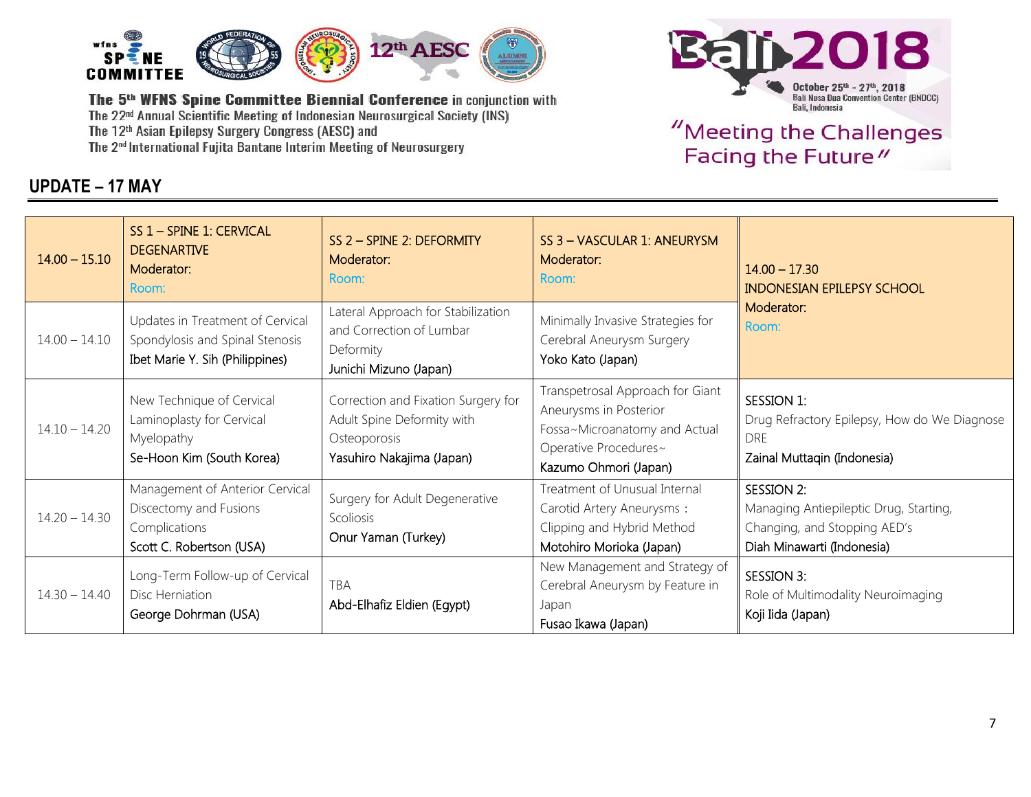The 5th WFNS Spine Committee Biennial Conference in conjunction with
The 22nd Annual Scientific Meeting of Indonesian Neurosurgical Society (INS)
The 12th Asian Epilepsy Surgery Congress (AESC) and
The 2nd International Fujita Bantane Interim Meeting of Neurosurgery

Bali 2018
October 25th - 27th, 2018
Bali Nusa Dua Convention Center (BNDCC)
Bali, Indonesia

"Meeting the Challenges Facing the Future"

## UPDATE – 17 MAY

| 14.00 – 15.10 | SS 1 – SPINE 1: CERVICAL DEGENARTIVE<br>Moderator:<br>Room: | SS 2 – SPINE 2: DEFORMITY<br>Moderator:<br>Room: | SS 3 – VASCULAR 1: ANEURYSM<br>Moderator:<br>Room: | 14.00 – 17.30<br>INDONESIAN EPILEPSY SCHOOL<br>Moderator:<br>Room: |
|---|---|---|---|---|
| 14.00 – 14.10 | Updates in Treatment of Cervical Spondylosis and Spinal Stenosis<br>Ibet Marie Y. Sih (Philippines) | Lateral Approach for Stabilization and Correction of Lumbar Deformity<br>Junichi Mizuno (Japan) | Minimally Invasive Strategies for Cerebral Aneurysm Surgery<br>Yoko Kato (Japan) | |
| 14.10 – 14.20 | New Technique of Cervical Laminoplasty for Cervical Myelopathy<br>Se-Hoon Kim (South Korea) | Correction and Fixation Surgery for Adult Spine Deformity with Osteoporosis<br>Yasuhiro Nakajima (Japan) | Transpetrosal Approach for Giant Aneurysms in Posterior Fossa~Microanatomy and Actual Operative Procedures~<br>Kazumo Ohmori (Japan) | SESSION 1:<br>Drug Refractory Epilepsy, How do We Diagnose DRE<br>Zainal Muttaqin (Indonesia) |
| 14.20 – 14.30 | Management of Anterior Cervical Discectomy and Fusions Complications<br>Scott C. Robertson (USA) | Surgery for Adult Degenerative Scoliosis<br>Onur Yaman (Turkey) | Treatment of Unusual Internal Carotid Artery Aneurysms : Clipping and Hybrid Method<br>Motohiro Morioka (Japan) | SESSION 2:<br>Managing Antiepileptic Drug, Starting, Changing, and Stopping AED's<br>Diah Minawarti (Indonesia) |
| 14.30 – 14.40 | Long-Term Follow-up of Cervical Disc Herniation<br>George Dohrman (USA) | TBA<br>Abd-Elhafiz Eldien (Egypt) | New Management and Strategy of Cerebral Aneurysm by Feature in Japan<br>Fusao Ikawa (Japan) | SESSION 3:<br>Role of Multimodality Neuroimaging<br>Koji Iida (Japan) |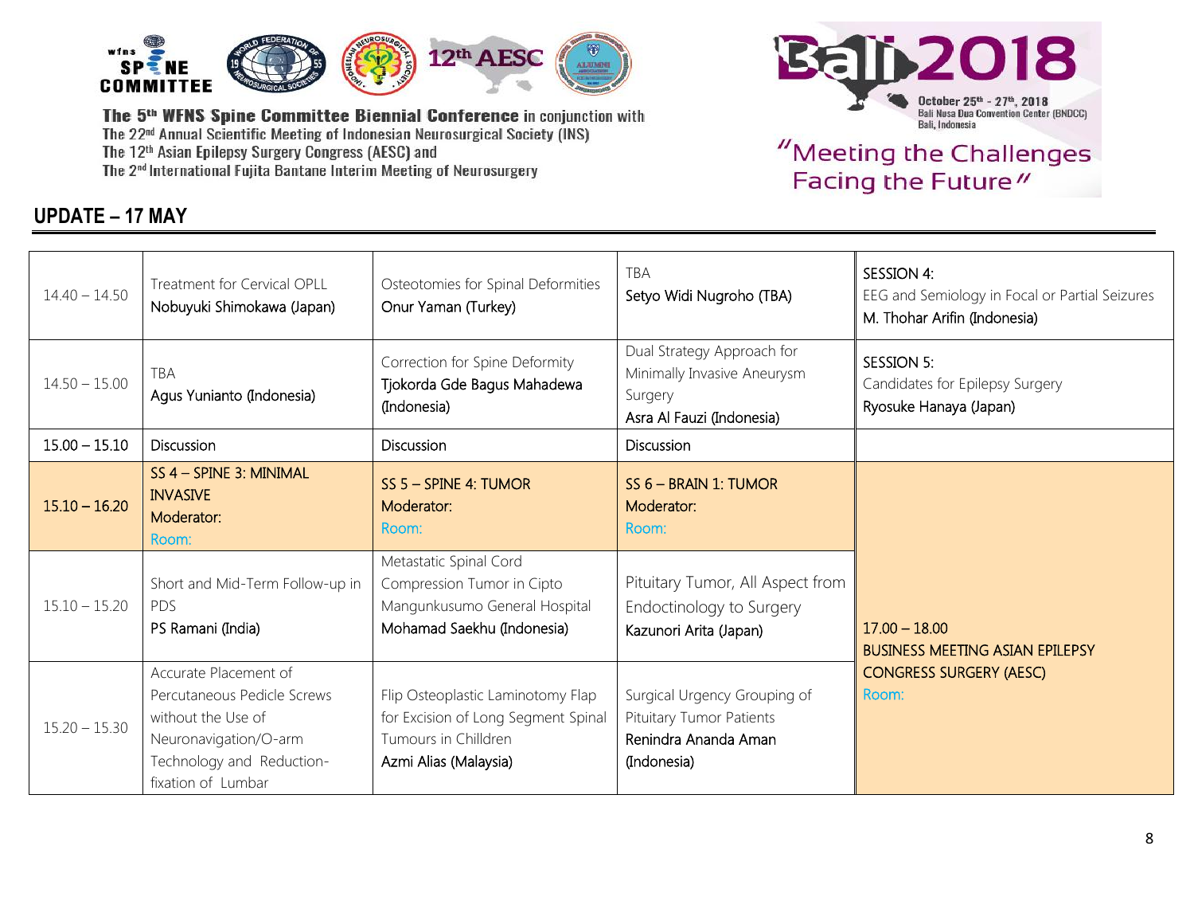The 5th WFNS Spine Committee Biennial Conference in conjunction with
The 22nd Annual Scientific Meeting of Indonesian Neurosurgical Society (INS)
The 12th Asian Epilepsy Surgery Congress (AESC) and
The 2nd International Fujita Bantane Interim Meeting of Neurosurgery

Bali 2018
October 25th - 27th, 2018
Bali Nusa Dua Convention Center (BNDCC)
Bali, Indonesia

"Meeting the Challenges Facing the Future"

## UPDATE – 17 MAY

| | | | | |
|---|---|---|---|---|
| 14.40 – 14.50 | Treatment for Cervical OPLL<br>Nobuyuki Shimokawa (Japan) | Osteotomies for Spinal Deformities<br>Onur Yaman (Turkey) | TBA<br>Setyo Widi Nugroho (TBA) | SESSION 4:<br>EEG and Semiology in Focal or Partial Seizures<br>M. Thohar Arifin (Indonesia) |
| 14.50 – 15.00 | TBA<br>Agus Yunianto (Indonesia) | Correction for Spine Deformity<br>Tjokorda Gde Bagus Mahadewa (Indonesia) | Dual Strategy Approach for Minimally Invasive Aneurysm Surgery<br>Asra Al Fauzi (Indonesia) | SESSION 5:<br>Candidates for Epilepsy Surgery<br>Ryosuke Hanaya (Japan) |
| 15.00 – 15.10 | Discussion | Discussion | Discussion | |
| 15.10 – 16.20 | SS 4 – SPINE 3: MINIMAL INVASIVE<br>Moderator:<br>Room: | SS 5 – SPINE 4: TUMOR<br>Moderator:<br>Room: | SS 6 – BRAIN 1: TUMOR<br>Moderator:<br>Room: | 17.00 – 18.00<br>BUSINESS MEETING ASIAN EPILEPSY CONGRESS SURGERY (AESC)<br>Room: |
| 15.10 – 15.20 | Short and Mid-Term Follow-up in PDS<br>PS Ramani (India) | Metastatic Spinal Cord Compression Tumor in Cipto Mangunkusumo General Hospital<br>Mohamad Saekhu (Indonesia) | Pituitary Tumor, All Aspect from Endoctinology to Surgery<br>Kazunori Arita (Japan) | |
| 15.20 – 15.30 | Accurate Placement of Percutaneous Pedicle Screws without the Use of Neuronavigation/O-arm Technology and Reduction-fixation of Lumbar | Flip Osteoplastic Laminotomy Flap for Excision of Long Segment Spinal Tumours in Chilldren<br>Azmi Alias (Malaysia) | Surgical Urgency Grouping of Pituitary Tumor Patients<br>Renindra Ananda Aman (Indonesia) | |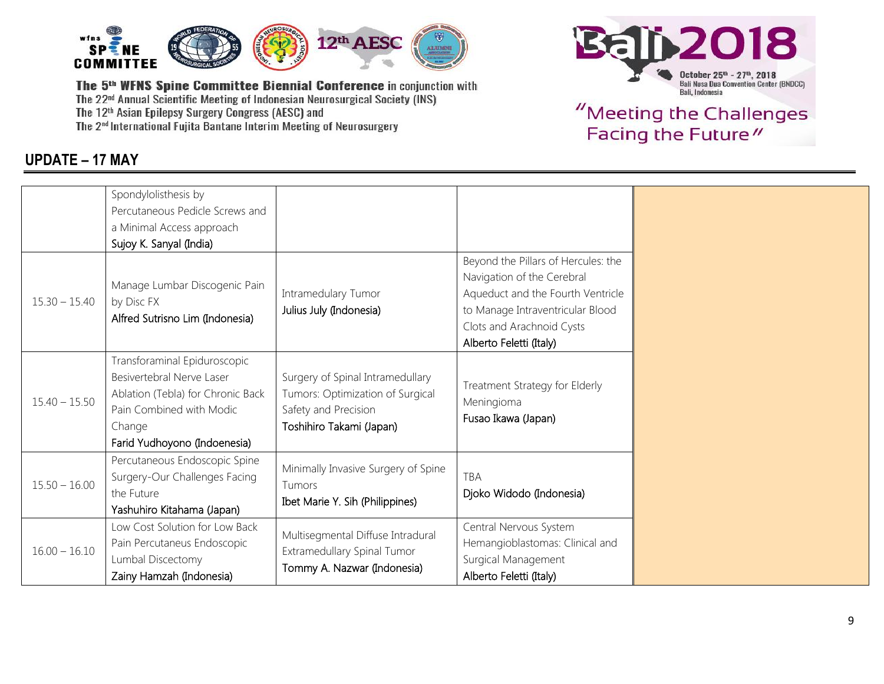## UPDATE – 17 MAY

| | | | | |
|---|---|---|---|---|
| | Spondylolisthesis by Percutaneous Pedicle Screws and a Minimal Access approach<br>Sujoy K. Sanyal (India) | | | |
| 15.30 – 15.40 | Manage Lumbar Discogenic Pain by Disc FX<br>Alfred Sutrisno Lim (Indonesia) | Intramedulary Tumor<br>Julius July (Indonesia) | Beyond the Pillars of Hercules: the Navigation of the Cerebral Aqueduct and the Fourth Ventricle to Manage Intraventricular Blood Clots and Arachnoid Cysts<br>Alberto Feletti (Italy) | |
| 15.40 – 15.50 | Transforaminal Epiduroscopic Besivertebral Nerve Laser Ablation (Tebla) for Chronic Back Pain Combined with Modic Change<br>Farid Yudhoyono (Indoenesia) | Surgery of Spinal Intramedullary Tumors: Optimization of Surgical Safety and Precision<br>Toshihiro Takami (Japan) | Treatment Strategy for Elderly Meningioma<br>Fusao Ikawa (Japan) | |
| 15.50 – 16.00 | Percutaneous Endoscopic Spine Surgery-Our Challenges Facing the Future<br>Yashuhiro Kitahama (Japan) | Minimally Invasive Surgery of Spine Tumors<br>Ibet Marie Y. Sih (Philippines) | TBA<br>Djoko Widodo (Indonesia) | |
| 16.00 – 16.10 | Low Cost Solution for Low Back Pain Percutaneus Endoscopic Lumbal Discectomy<br>Zainy Hamzah (Indonesia) | Multisegmental Diffuse Intradural Extramedullary Spinal Tumor<br>Tommy A. Nazwar (Indonesia) | Central Nervous System Hemangioblastomas: Clinical and Surgical Management<br>Alberto Feletti (Italy) | |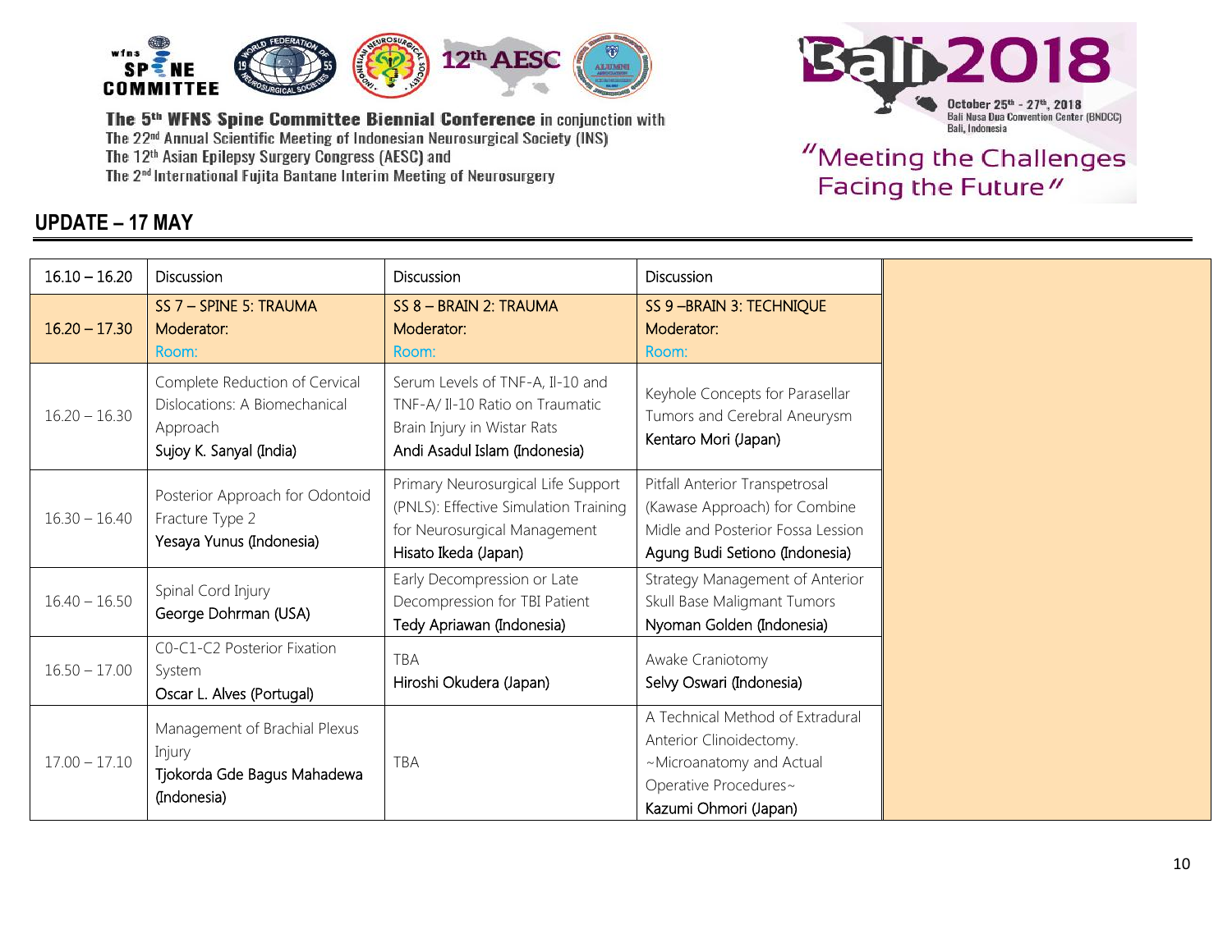## UPDATE – 17 MAY

| | | | | |
|---|---|---|---|---|
| 16.10 – 16.20 | Discussion | Discussion | Discussion | |
| 16.20 – 17.30 | SS 7 – SPINE 5: TRAUMA<br>Moderator:<br>Room: | SS 8 – BRAIN 2: TRAUMA<br>Moderator:<br>Room: | SS 9 –BRAIN 3: TECHNIQUE<br>Moderator:<br>Room: | |
| 16.20 – 16.30 | Complete Reduction of Cervical Dislocations: A Biomechanical Approach<br>Sujoy K. Sanyal (India) | Serum Levels of TNF-A, Il-10 and TNF-A/ Il-10 Ratio on Traumatic Brain Injury in Wistar Rats<br>Andi Asadul Islam (Indonesia) | Keyhole Concepts for Parasellar Tumors and Cerebral Aneurysm<br>Kentaro Mori (Japan) | |
| 16.30 – 16.40 | Posterior Approach for Odontoid Fracture Type 2<br>Yesaya Yunus (Indonesia) | Primary Neurosurgical Life Support (PNLS): Effective Simulation Training for Neurosurgical Management<br>Hisato Ikeda (Japan) | Pitfall Anterior Transpetrosal (Kawase Approach) for Combine Midle and Posterior Fossa Lession<br>Agung Budi Setiono (Indonesia) | |
| 16.40 – 16.50 | Spinal Cord Injury<br>George Dohrman (USA) | Early Decompression or Late Decompression for TBI Patient<br>Tedy Apriawan (Indonesia) | Strategy Management of Anterior Skull Base Maligmant Tumors<br>Nyoman Golden (Indonesia) | |
| 16.50 – 17.00 | C0-C1-C2 Posterior Fixation System<br>Oscar L. Alves (Portugal) | TBA<br>Hiroshi Okudera (Japan) | Awake Craniotomy<br>Selvy Oswari (Indonesia) | |
| 17.00 – 17.10 | Management of Brachial Plexus Injury<br>Tjokorda Gde Bagus Mahadewa (Indonesia) | TBA | A Technical Method of Extradural Anterior Clinoidectomy. ~Microanatomy and Actual Operative Procedures~<br>Kazumi Ohmori (Japan) | |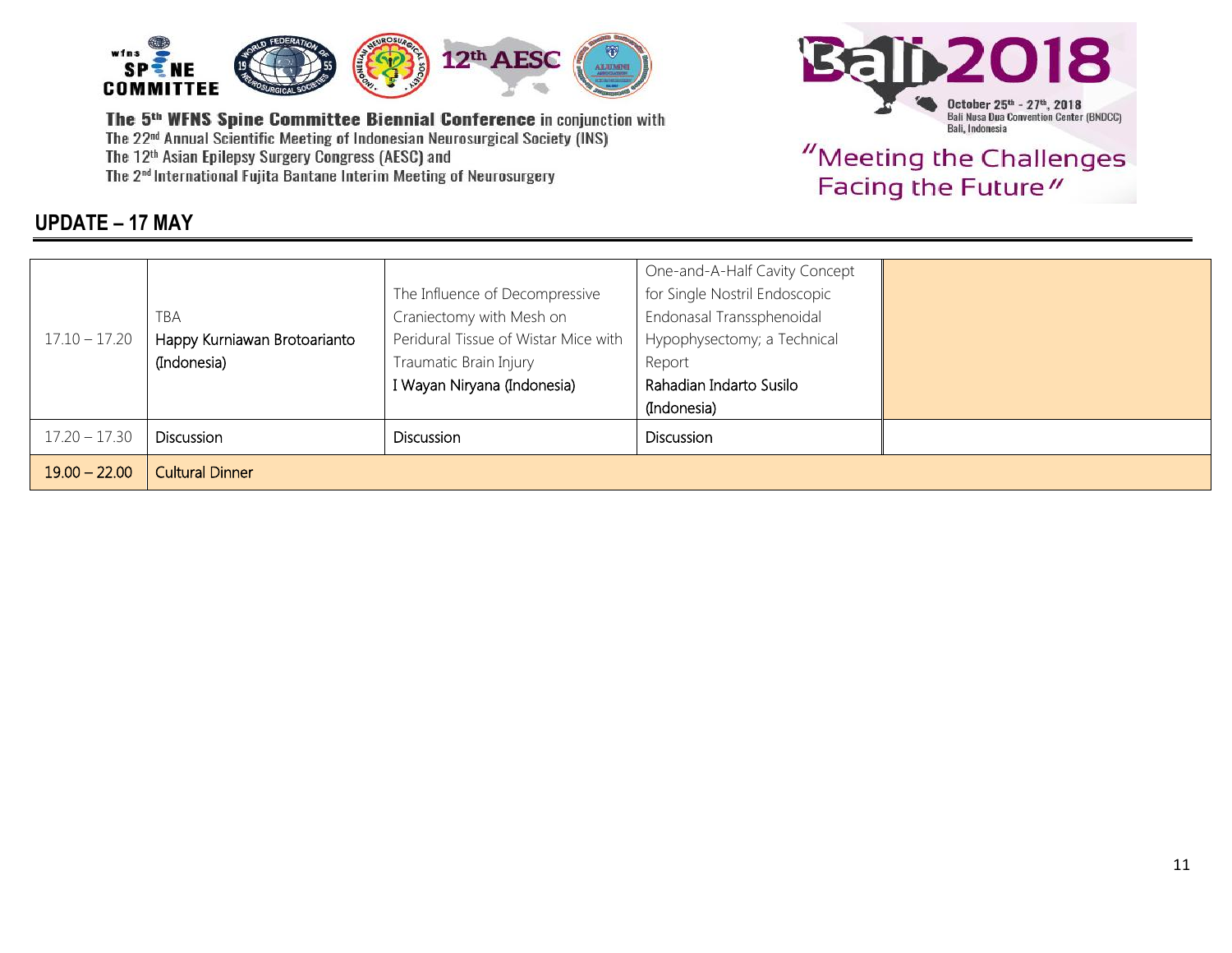The 5th WFNS Spine Committee Biennial Conference in conjunction with
The 22nd Annual Scientific Meeting of Indonesian Neurosurgical Society (INS)
The 12th Asian Epilepsy Surgery Congress (AESC) and
The 2nd International Fujita Bantane Interim Meeting of Neurosurgery

Bali 2018
October 25th - 27th, 2018
Bali Nusa Dua Convention Center (BNDCC)
Bali, Indonesia

"Meeting the Challenges Facing the Future"

## UPDATE – 17 MAY

| | | | | |
|---|---|---|---|---|
| 17.10 – 17.20 | TBA<br>Happy Kurniawan Brotoarianto (Indonesia) | The Influence of Decompressive Craniectomy with Mesh on Peridural Tissue of Wistar Mice with Traumatic Brain Injury<br>I Wayan Niryana (Indonesia) | One-and-A-Half Cavity Concept for Single Nostril Endoscopic Endonasal Transsphenoidal Hypophysectomy; a Technical Report<br>Rahadian Indarto Susilo (Indonesia) | |
| 17.20 – 17.30 | Discussion | Discussion | Discussion | |
| 19.00 – 22.00 | Cultural Dinner | | | |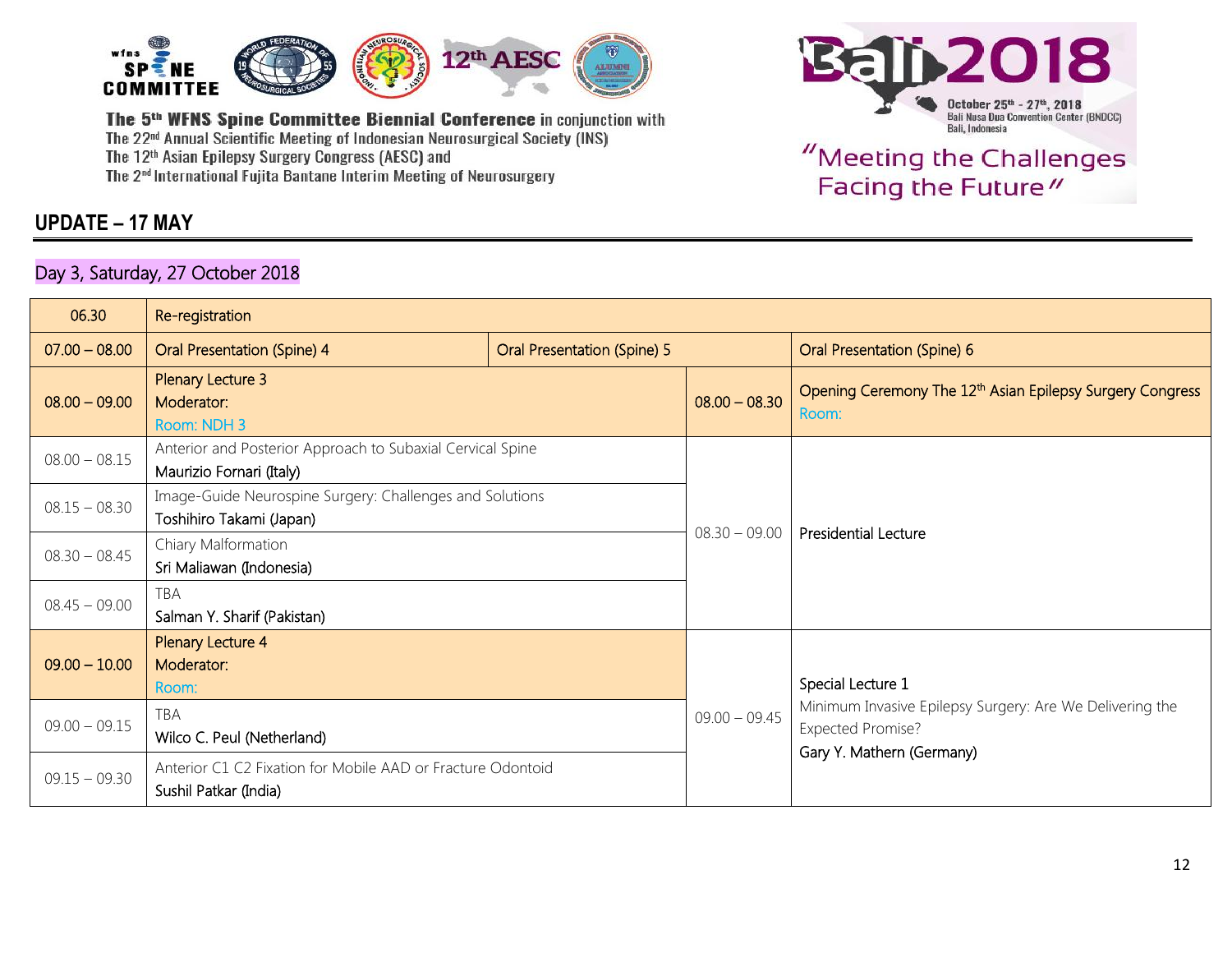The 5th WFNS Spine Committee Biennial Conference in conjunction with
The 22nd Annual Scientific Meeting of Indonesian Neurosurgical Society (INS)
The 12th Asian Epilepsy Surgery Congress (AESC) and
The 2nd International Fujita Bantane Interim Meeting of Neurosurgery

Bali 2018
October 25th - 27th, 2018
Bali Nusa Dua Convention Center (BNDCC)
Bali, Indonesia

"Meeting the Challenges Facing the Future"

## UPDATE – 17 MAY

### Day 3, Saturday, 27 October 2018

| | | | | |
|---|---|---|---|---|
| 06.30 | Re-registration | | | |
| 07.00 – 08.00 | Oral Presentation (Spine) 4 | Oral Presentation (Spine) 5 | | Oral Presentation (Spine) 6 |
| 08.00 – 09.00 | Plenary Lecture 3<br>Moderator:<br>Room: NDH 3 | | 08.00 – 08.30 | Opening Ceremony The 12th Asian Epilepsy Surgery Congress<br>Room: |
| 08.00 – 08.15 | Anterior and Posterior Approach to Subaxial Cervical Spine<br>Maurizio Fornari (Italy) | | 08.30 – 09.00 | Presidential Lecture |
| 08.15 – 08.30 | Image-Guide Neurospine Surgery: Challenges and Solutions<br>Toshihiro Takami (Japan) | | | |
| 08.30 – 08.45 | Chiary Malformation<br>Sri Maliawan (Indonesia) | | | |
| 08.45 – 09.00 | TBA<br>Salman Y. Sharif (Pakistan) | | | |
| 09.00 – 10.00 | Plenary Lecture 4<br>Moderator:<br>Room: | | 09.00 – 09.45 | Special Lecture 1<br>Minimum Invasive Epilepsy Surgery: Are We Delivering the Expected Promise?<br>Gary Y. Mathern (Germany) |
| 09.00 – 09.15 | TBA<br>Wilco C. Peul (Netherland) | | | |
| 09.15 – 09.30 | Anterior C1 C2 Fixation for Mobile AAD or Fracture Odontoid<br>Sushil Patkar (India) | | | |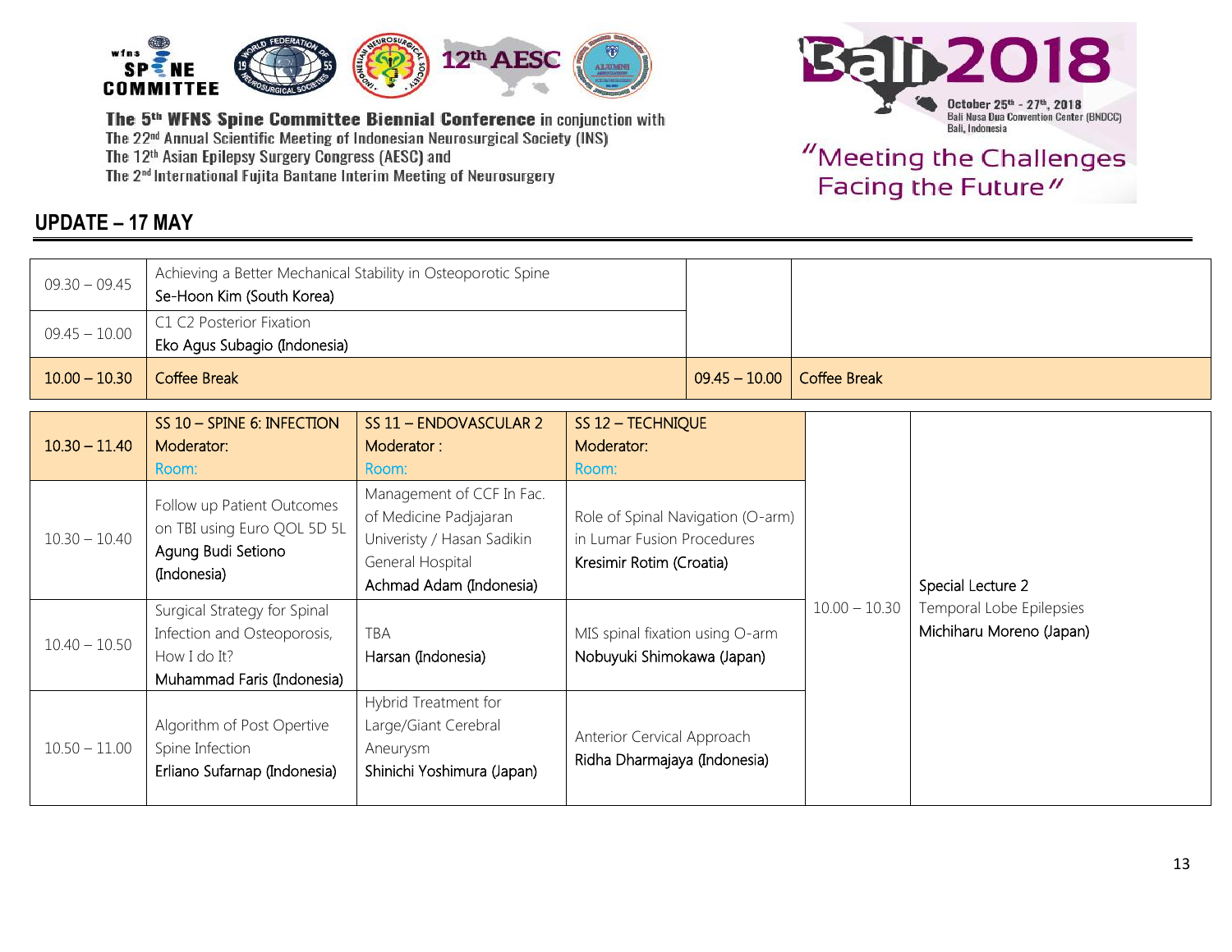The 5th WFNS Spine Committee Biennial Conference in conjunction with
The 22nd Annual Scientific Meeting of Indonesian Neurosurgical Society (INS)
The 12th Asian Epilepsy Surgery Congress (AESC) and
The 2nd International Fujita Bantane Interim Meeting of Neurosurgery

Bali 2018
October 25th - 27th, 2018
Bali Nusa Dua Convention Center (BNDCC)
Bali, Indonesia

"Meeting the Challenges Facing the Future"

## UPDATE – 17 MAY

| | | | |
|---|---|---|---|
| 09.30 – 09.45 | Achieving a Better Mechanical Stability in Osteoporotic Spine<br>Se-Hoon Kim (South Korea) | | |
| 09.45 – 10.00 | C1 C2 Posterior Fixation<br>Eko Agus Subagio (Indonesia) | | |
| 10.00 – 10.30 | Coffee Break | 09.45 – 10.00 | Coffee Break |

| | | | | | |
|---|---|---|---|---|---|
| 10.30 – 11.40 | SS 10 – SPINE 6: INFECTION<br>Moderator:<br>Room: | SS 11 – ENDOVASCULAR 2<br>Moderator :<br>Room: | SS 12 – TECHNIQUE<br>Moderator:<br>Room: | 10.00 – 10.30 | Special Lecture 2<br>Temporal Lobe Epilepsies<br>Michiharu Moreno (Japan) |
| 10.30 – 10.40 | Follow up Patient Outcomes on TBI using Euro QOL 5D 5L<br>Agung Budi Setiono (Indonesia) | Management of CCF In Fac. of Medicine Padjajaran Univeristy / Hasan Sadikin General Hospital<br>Achmad Adam (Indonesia) | Role of Spinal Navigation (O-arm) in Lumar Fusion Procedures<br>Kresimir Rotim (Croatia) | | |
| 10.40 – 10.50 | Surgical Strategy for Spinal Infection and Osteoporosis, How I do It?<br>Muhammad Faris (Indonesia) | TBA<br>Harsan (Indonesia) | MIS spinal fixation using O-arm<br>Nobuyuki Shimokawa (Japan) | | |
| 10.50 – 11.00 | Algorithm of Post Opertive Spine Infection<br>Erliano Sufarnap (Indonesia) | Hybrid Treatment for Large/Giant Cerebral Aneurysm<br>Shinichi Yoshimura (Japan) | Anterior Cervical Approach<br>Ridha Dharmajaya (Indonesia) | | |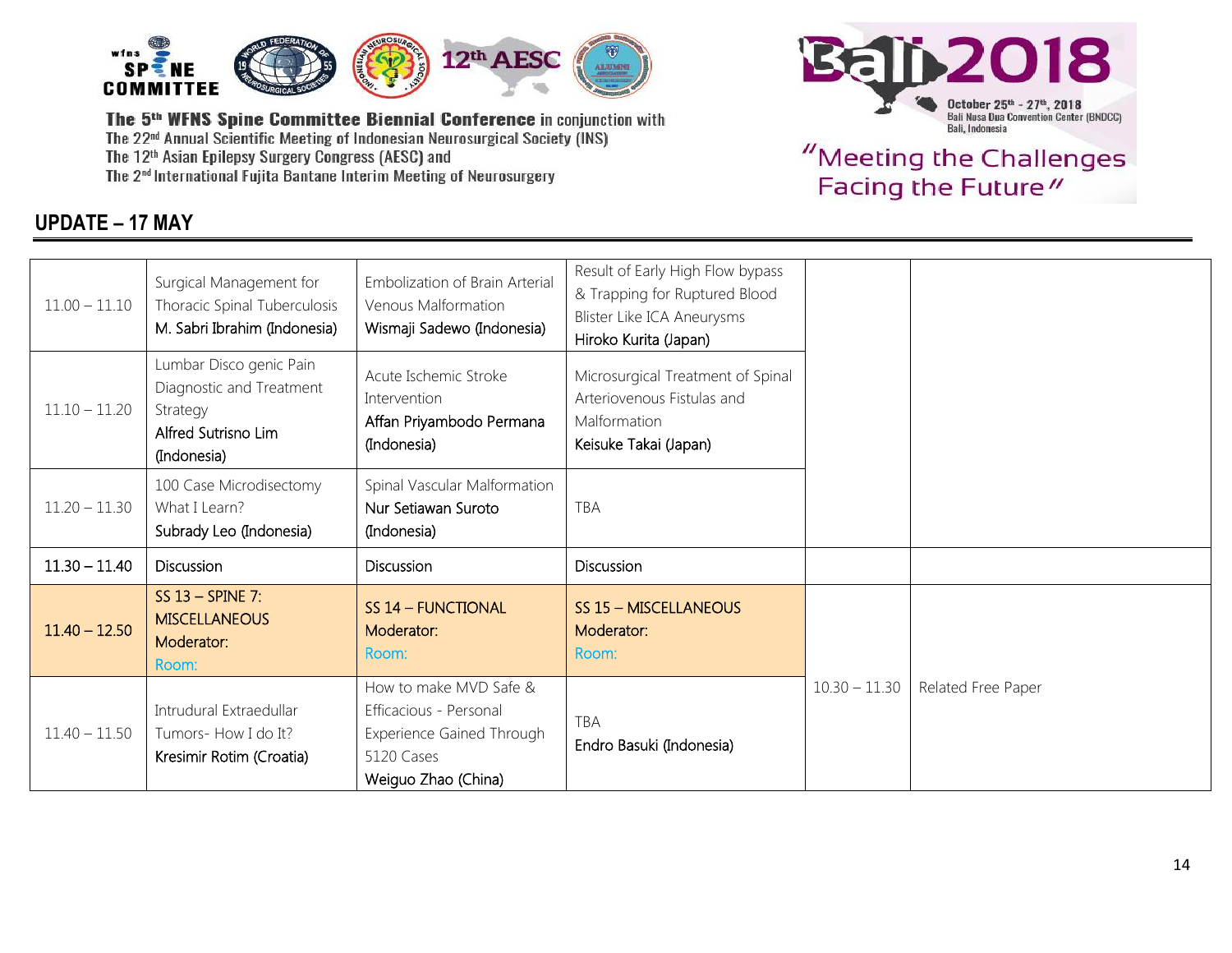The 5th WFNS Spine Committee Biennial Conference in conjunction with
The 22nd Annual Scientific Meeting of Indonesian Neurosurgical Society (INS)
The 12th Asian Epilepsy Surgery Congress (AESC) and
The 2nd International Fujita Bantane Interim Meeting of Neurosurgery

Bali 2018
October 25th - 27th, 2018
Bali Nusa Dua Convention Center (BNDCC)
Bali, Indonesia

"Meeting the Challenges Facing the Future"

## UPDATE – 17 MAY

| | | | | | |
|---|---|---|---|---|---|
| 11.00 – 11.10 | Surgical Management for Thoracic Spinal Tuberculosis<br>M. Sabri Ibrahim (Indonesia) | Embolization of Brain Arterial Venous Malformation<br>Wismaji Sadewo (Indonesia) | Result of Early High Flow bypass & Trapping for Ruptured Blood Blister Like ICA Aneurysms<br>Hiroko Kurita (Japan) | | |
| 11.10 – 11.20 | Lumbar Disco genic Pain Diagnostic and Treatment Strategy<br>Alfred Sutrisno Lim (Indonesia) | Acute Ischemic Stroke Intervention<br>Affan Priyambodo Permana (Indonesia) | Microsurgical Treatment of Spinal Arteriovenous Fistulas and Malformation<br>Keisuke Takai (Japan) | | |
| 11.20 – 11.30 | 100 Case Microdisectomy What I Learn?<br>Subrady Leo (Indonesia) | Spinal Vascular Malformation<br>Nur Setiawan Suroto (Indonesia) | TBA | | |
| 11.30 – 11.40 | Discussion | Discussion | Discussion | | |
| 11.40 – 12.50 | SS 13 – SPINE 7: MISCELLANEOUS<br>Moderator:<br>Room: | SS 14 – FUNCTIONAL<br>Moderator:<br>Room: | SS 15 – MISCELLANEOUS<br>Moderator:<br>Room: | 10.30 – 11.30 | Related Free Paper |
| 11.40 – 11.50 | Intrudural Extraedullar Tumors- How I do It?<br>Kresimir Rotim (Croatia) | How to make MVD Safe & Efficacious - Personal Experience Gained Through 5120 Cases<br>Weiguo Zhao (China) | TBA<br>Endro Basuki (Indonesia) | | |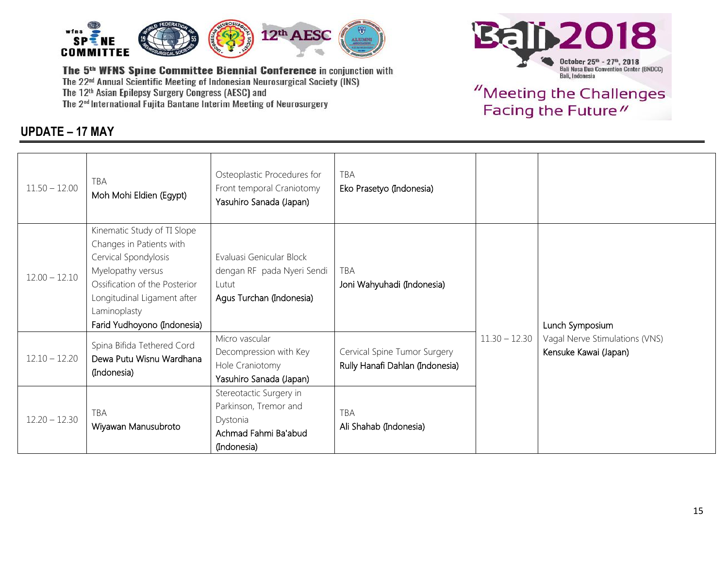## UPDATE – 17 MAY

| | | | | | |
|---|---|---|---|---|---|
| 11.50 – 12.00 | TBA<br>Moh Mohi Eldien (Egypt) | Osteoplastic Procedures for Front temporal Craniotomy<br>Yasuhiro Sanada (Japan) | TBA<br>Eko Prasetyo (Indonesia) | | |
| 12.00 – 12.10 | Kinematic Study of TI Slope Changes in Patients with Cervical Spondylosis Myelopathy versus Ossification of the Posterior Longitudinal Ligament after Laminoplasty<br>Farid Yudhoyono (Indonesia) | Evaluasi Genicular Block dengan RF pada Nyeri Sendi Lutut<br>Agus Turchan (Indonesia) | TBA<br>Joni Wahyuhadi (Indonesia) | 11.30 – 12.30 | Lunch Symposium<br>Vagal Nerve Stimulations (VNS)<br>Kensuke Kawai (Japan) |
| 12.10 – 12.20 | Spina Bifida Tethered Cord<br>Dewa Putu Wisnu Wardhana (Indonesia) | Micro vascular Decompression with Key Hole Craniotomy<br>Yasuhiro Sanada (Japan) | Cervical Spine Tumor Surgery<br>Rully Hanafi Dahlan (Indonesia) | | |
| 12.20 – 12.30 | TBA<br>Wiyawan Manusubroto | Stereotactic Surgery in Parkinson, Tremor and Dystonia<br>Achmad Fahmi Ba'abud (Indonesia) | TBA<br>Ali Shahab (Indonesia) | | |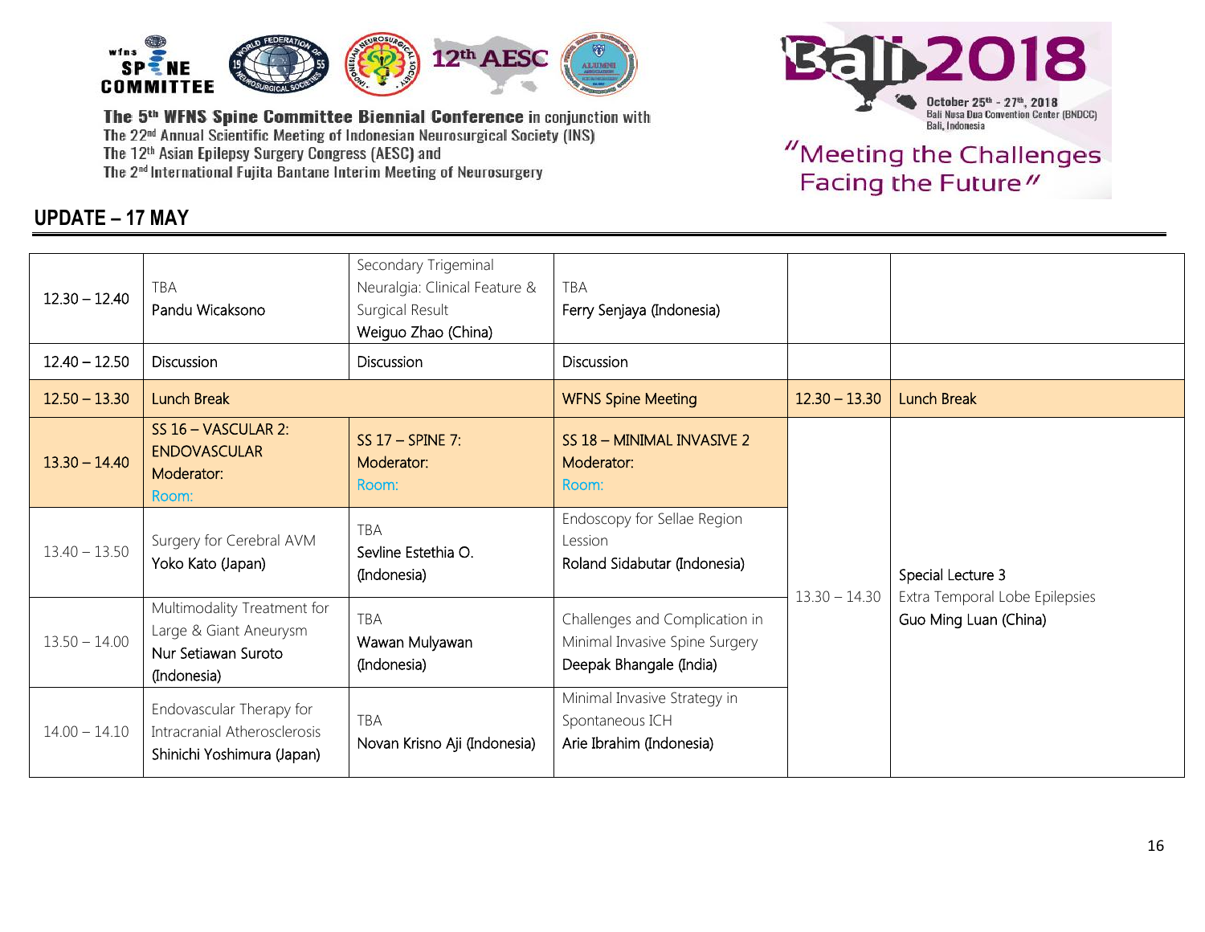The 5th WFNS Spine Committee Biennial Conference in conjunction with
The 22nd Annual Scientific Meeting of Indonesian Neurosurgical Society (INS)
The 12th Asian Epilepsy Surgery Congress (AESC) and
The 2nd International Fujita Bantane Interim Meeting of Neurosurgery

Bali 2018
October 25th - 27th, 2018
Bali Nusa Dua Convention Center (BNDCC)
Bali, Indonesia

"Meeting the Challenges Facing the Future"

## UPDATE – 17 MAY

| | | | | | |
|---|---|---|---|---|---|
| 12.30 – 12.40 | TBA<br>Pandu Wicaksono | Secondary Trigeminal Neuralgia: Clinical Feature & Surgical Result<br>Weiguo Zhao (China) | TBA<br>Ferry Senjaya (Indonesia) | | |
| 12.40 – 12.50 | Discussion | Discussion | Discussion | | |
| 12.50 – 13.30 | Lunch Break | | WFNS Spine Meeting | 12.30 – 13.30 | Lunch Break |
| 13.30 – 14.40 | SS 16 – VASCULAR 2: ENDOVASCULAR<br>Moderator:<br>Room: | SS 17 – SPINE 7:<br>Moderator:<br>Room: | SS 18 – MINIMAL INVASIVE 2<br>Moderator:<br>Room: | 13.30 – 14.30 | Special Lecture 3<br>Extra Temporal Lobe Epilepsies<br>Guo Ming Luan (China) |
| 13.40 – 13.50 | Surgery for Cerebral AVM<br>Yoko Kato (Japan) | TBA<br>Sevline Estethia O. (Indonesia) | Endoscopy for Sellae Region Lession<br>Roland Sidabutar (Indonesia) | | |
| 13.50 – 14.00 | Multimodality Treatment for Large & Giant Aneurysm<br>Nur Setiawan Suroto (Indonesia) | TBA<br>Wawan Mulyawan (Indonesia) | Challenges and Complication in Minimal Invasive Spine Surgery<br>Deepak Bhangale (India) | | |
| 14.00 – 14.10 | Endovascular Therapy for Intracranial Atherosclerosis<br>Shinichi Yoshimura (Japan) | TBA<br>Novan Krisno Aji (Indonesia) | Minimal Invasive Strategy in Spontaneous ICH<br>Arie Ibrahim (Indonesia) | | |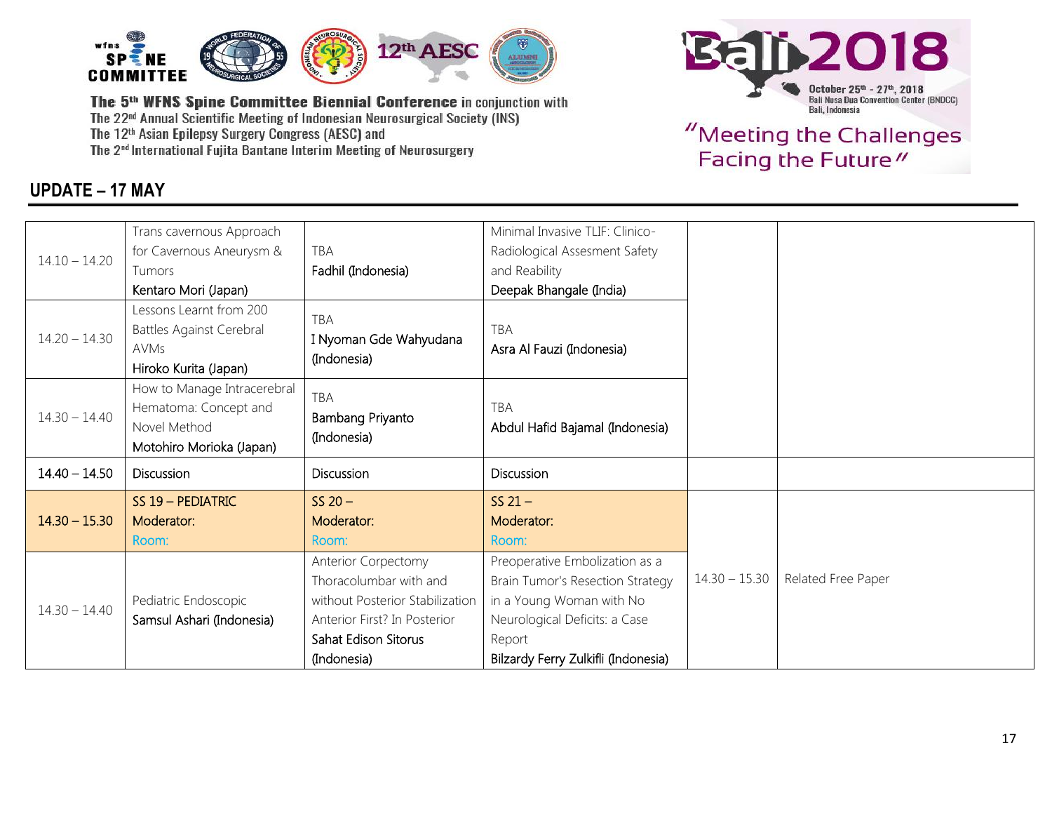The 5th WFNS Spine Committee Biennial Conference in conjunction with
The 22nd Annual Scientific Meeting of Indonesian Neurosurgical Society (INS)
The 12th Asian Epilepsy Surgery Congress (AESC) and
The 2nd International Fujita Bantane Interim Meeting of Neurosurgery

Bali 2018
October 25th - 27th, 2018
Bali Nusa Dua Convention Center (BNDCC)
Bali, Indonesia

"Meeting the Challenges Facing the Future"

## UPDATE – 17 MAY

| | | | | | |
|---|---|---|---|---|---|
| 14.10 – 14.20 | Trans cavernous Approach for Cavernous Aneurysm & Tumors<br>Kentaro Mori (Japan) | TBA<br>Fadhil (Indonesia) | Minimal Invasive TLIF: Clinico-Radiological Assesment Safety and Reability<br>Deepak Bhangale (India) | | |
| 14.20 – 14.30 | Lessons Learnt from 200 Battles Against Cerebral AVMs<br>Hiroko Kurita (Japan) | TBA<br>I Nyoman Gde Wahyudana (Indonesia) | TBA<br>Asra Al Fauzi (Indonesia) | | |
| 14.30 – 14.40 | How to Manage Intracerebral Hematoma: Concept and Novel Method<br>Motohiro Morioka (Japan) | TBA<br>Bambang Priyanto (Indonesia) | TBA<br>Abdul Hafid Bajamal (Indonesia) | | |
| 14.40 – 14.50 | Discussion | Discussion | Discussion | | |
| 14.30 – 15.30 | SS 19 – PEDIATRIC<br>Moderator:<br>Room: | SS 20 –<br>Moderator:<br>Room: | SS 21 –<br>Moderator:<br>Room: | 14.30 – 15.30 | Related Free Paper |
| 14.30 – 14.40 | Pediatric Endoscopic<br>Samsul Ashari (Indonesia) | Anterior Corpectomy Thoracolumbar with and without Posterior Stabilization Anterior First? In Posterior<br>Sahat Edison Sitorus (Indonesia) | Preoperative Embolization as a Brain Tumor's Resection Strategy in a Young Woman with No Neurological Deficits: a Case Report<br>Bilzardy Ferry Zulkifli (Indonesia) | | |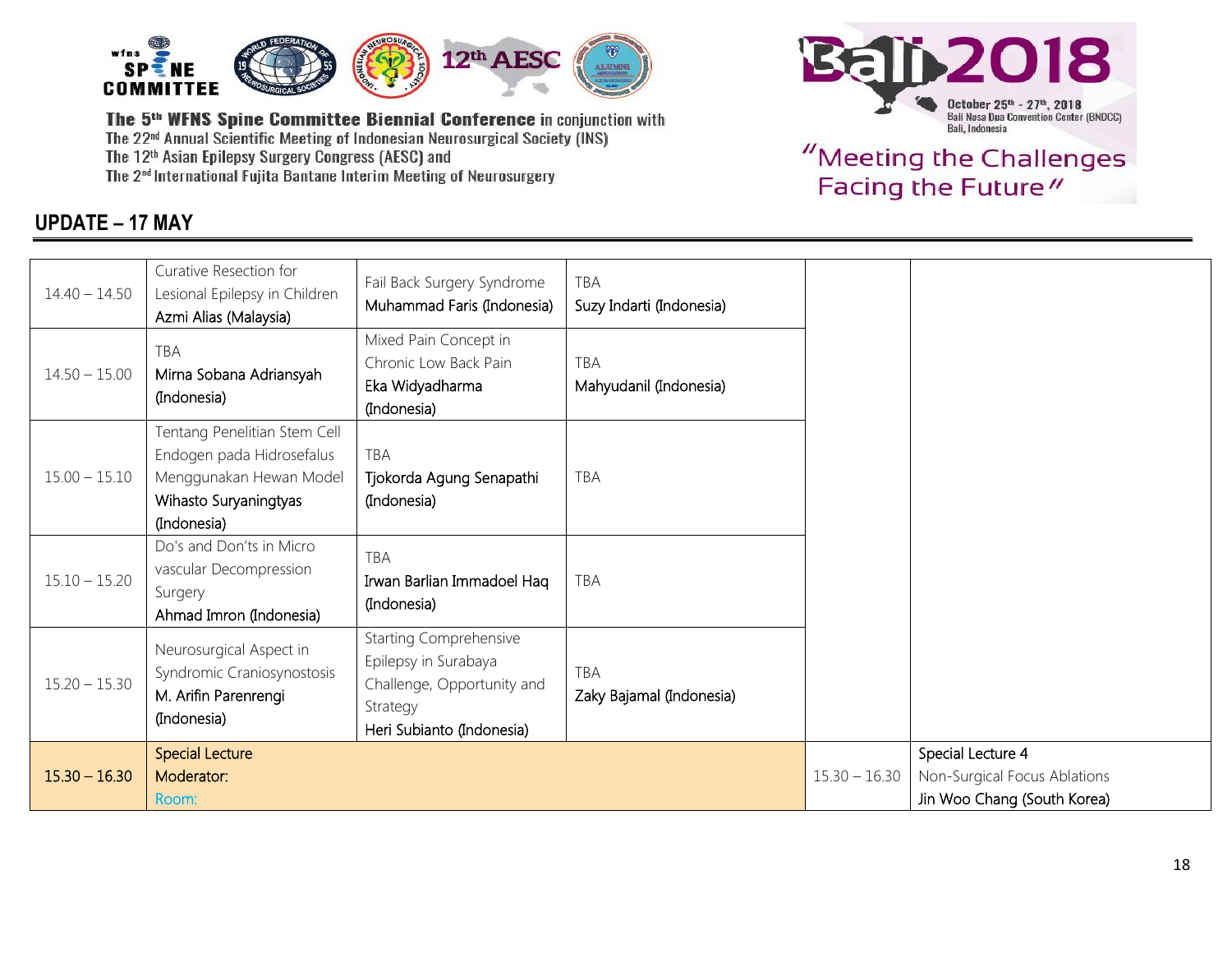**The 5th WFNS Spine Committee Biennial Conference** in conjunction with
The 22nd Annual Scientific Meeting of Indonesian Neurosurgical Society (INS)
The 12th Asian Epilepsy Surgery Congress (AESC) and
The 2nd International Fujita Bantane Interim Meeting of Neurosurgery

**Bali 2018**
October 25th - 27th, 2018
Bali Nusa Dua Convention Center (BNDCC)
Bali, Indonesia

"Meeting the Challenges Facing the Future"

## UPDATE – 17 MAY

| | | | | | |
|---|---|---|---|---|---|
| 14.40 – 14.50 | Curative Resection for Lesional Epilepsy in Children<br>Azmi Alias (Malaysia) | Fail Back Surgery Syndrome<br>Muhammad Faris (Indonesia) | TBA<br>Suzy Indarti (Indonesia) | | |
| 14.50 – 15.00 | TBA<br>Mirna Sobana Adriansyah (Indonesia) | Mixed Pain Concept in Chronic Low Back Pain<br>Eka Widyadharma (Indonesia) | TBA<br>Mahyudanil (Indonesia) | | |
| 15.00 – 15.10 | Tentang Penelitian Stem Cell Endogen pada Hidrosefalus Menggunakan Hewan Model<br>Wihasto Suryaningtyas (Indonesia) | TBA<br>Tjokorda Agung Senapathi (Indonesia) | TBA | | |
| 15.10 – 15.20 | Do's and Don'ts in Micro vascular Decompression Surgery<br>Ahmad Imron (Indonesia) | TBA<br>Irwan Barlian Immadoel Haq (Indonesia) | TBA | | |
| 15.20 – 15.30 | Neurosurgical Aspect in Syndromic Craniosynostosis<br>M. Arifin Parenrengi (Indonesia) | Starting Comprehensive Epilepsy in Surabaya Challenge, Opportunity and Strategy<br>Heri Subianto (Indonesia) | TBA<br>Zaky Bajamal (Indonesia) | | |
| 15.30 – 16.30 | Special Lecture<br>Moderator:<br>Room: | | | 15.30 – 16.30 | Special Lecture 4<br>Non-Surgical Focus Ablations<br>Jin Woo Chang (South Korea) |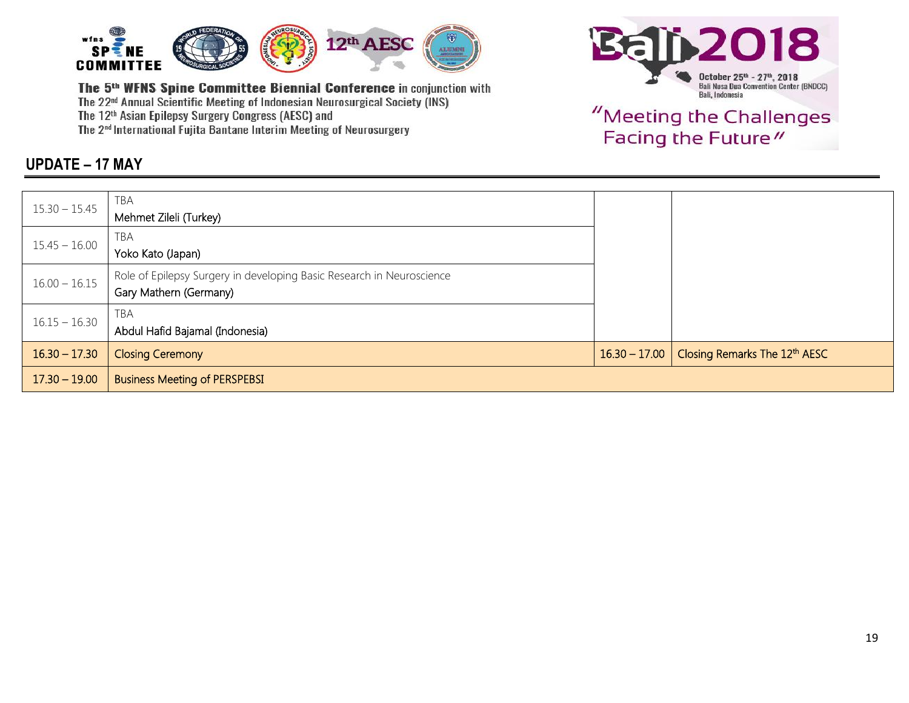## UPDATE – 17 MAY

| | | | |
|---|---|---|---|
| 15.30 – 15.45 | TBA<br>Mehmet Zileli (Turkey) | | |
| 15.45 – 16.00 | TBA<br>Yoko Kato (Japan) | | |
| 16.00 – 16.15 | Role of Epilepsy Surgery in developing Basic Research in Neuroscience<br>Gary Mathern (Germany) | | |
| 16.15 – 16.30 | TBA<br>Abdul Hafid Bajamal (Indonesia) | | |
| 16.30 – 17.30 | Closing Ceremony | 16.30 – 17.00 | Closing Remarks The 12th AESC |
| 17.30 – 19.00 | Business Meeting of PERSPEBSI | | |